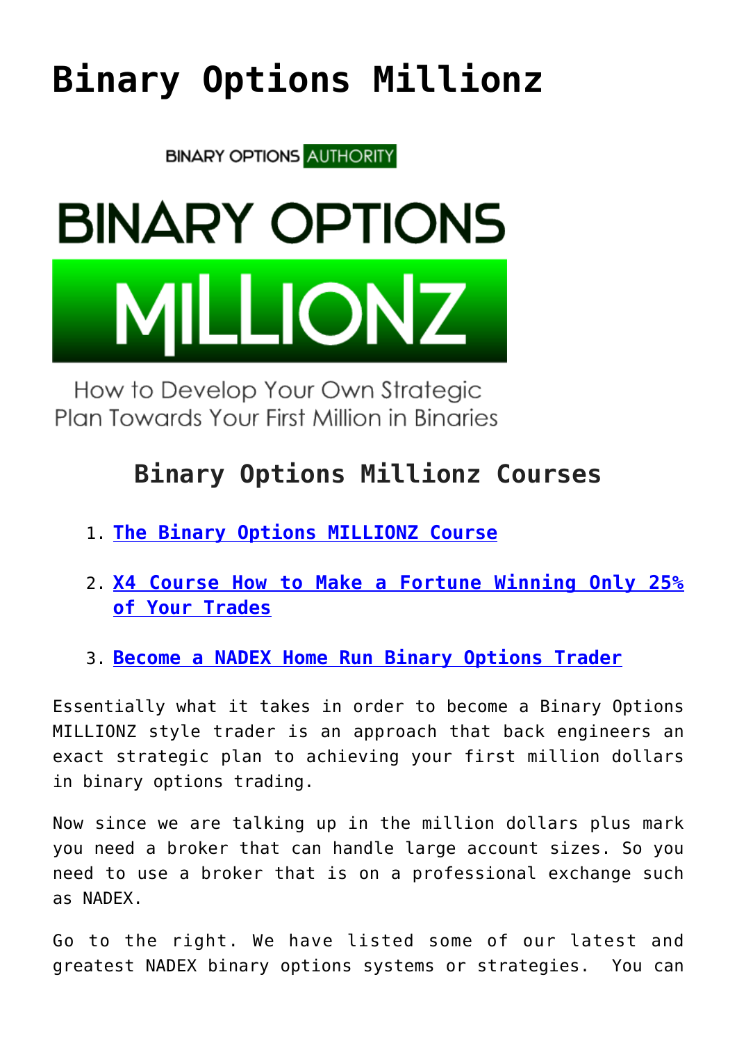# Binary Options Millionz

BINARY OPTIONS AUTHORITY

BINARY OPTIONS

MILLIONZ

How to Develop Your Own Strategic Plan Towards Your First Million in Binaries

## Binary Options Millionz Courses

1. **The Binary Options MILLIONZ Course**
2. **X4 Course How to Make a Fortune Winning Only 25% of Your Trades**
3. **Become a NADEX Home Run Binary Options Trader**

Essentially what it takes in order to become a Binary Options MILLIONZ style trader is an approach that back engineers an exact strategic plan to achieving your first million dollars in binary options trading.

Now since we are talking up in the million dollars plus mark you need a broker that can handle large account sizes. So you need to use a broker that is on a professional exchange such as NADEX.

Go to the right. We have listed some of our latest and greatest NADEX binary options systems or strategies. You can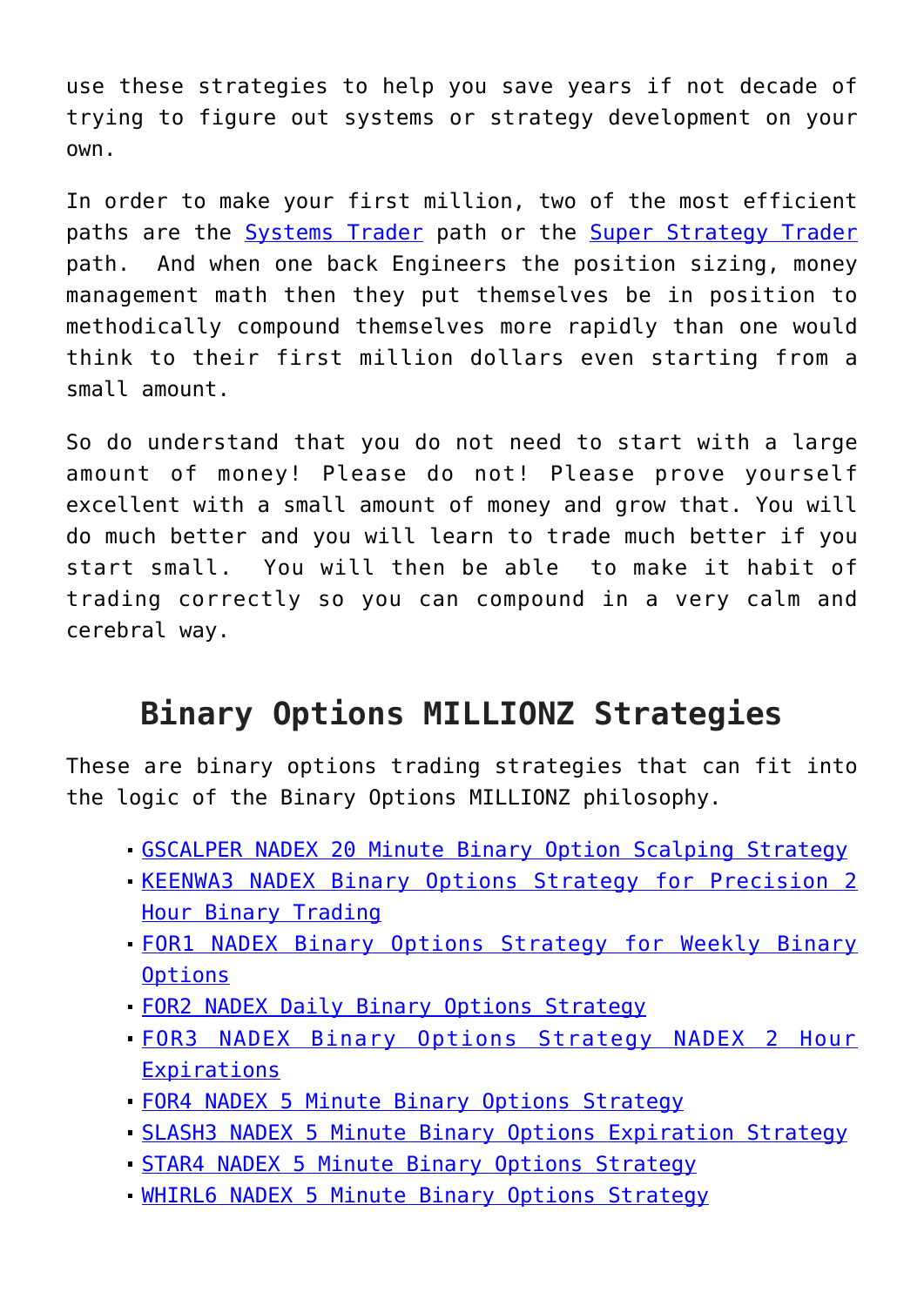use these strategies to help you save years if not decade of trying to figure out systems or strategy development on your own.

In order to make your first million, two of the most efficient paths are the Systems Trader path or the Super Strategy Trader path. And when one back Engineers the position sizing, money management math then they put themselves be in position to methodically compound themselves more rapidly than one would think to their first million dollars even starting from a small amount.

So do understand that you do not need to start with a large amount of money! Please do not! Please prove yourself excellent with a small amount of money and grow that. You will do much better and you will learn to trade much better if you start small. You will then be able to make it habit of trading correctly so you can compound in a very calm and cerebral way.

## Binary Options MILLIONZ Strategies

These are binary options trading strategies that can fit into the logic of the Binary Options MILLIONZ philosophy.

- GSCALPER NADEX 20 Minute Binary Option Scalping Strategy
- KEENWA3 NADEX Binary Options Strategy for Precision 2 Hour Binary Trading
- FOR1 NADEX Binary Options Strategy for Weekly Binary Options
- FOR2 NADEX Daily Binary Options Strategy
- FOR3 NADEX Binary Options Strategy NADEX 2 Hour Expirations
- FOR4 NADEX 5 Minute Binary Options Strategy
- SLASH3 NADEX 5 Minute Binary Options Expiration Strategy
- STAR4 NADEX 5 Minute Binary Options Strategy
- WHIRL6 NADEX 5 Minute Binary Options Strategy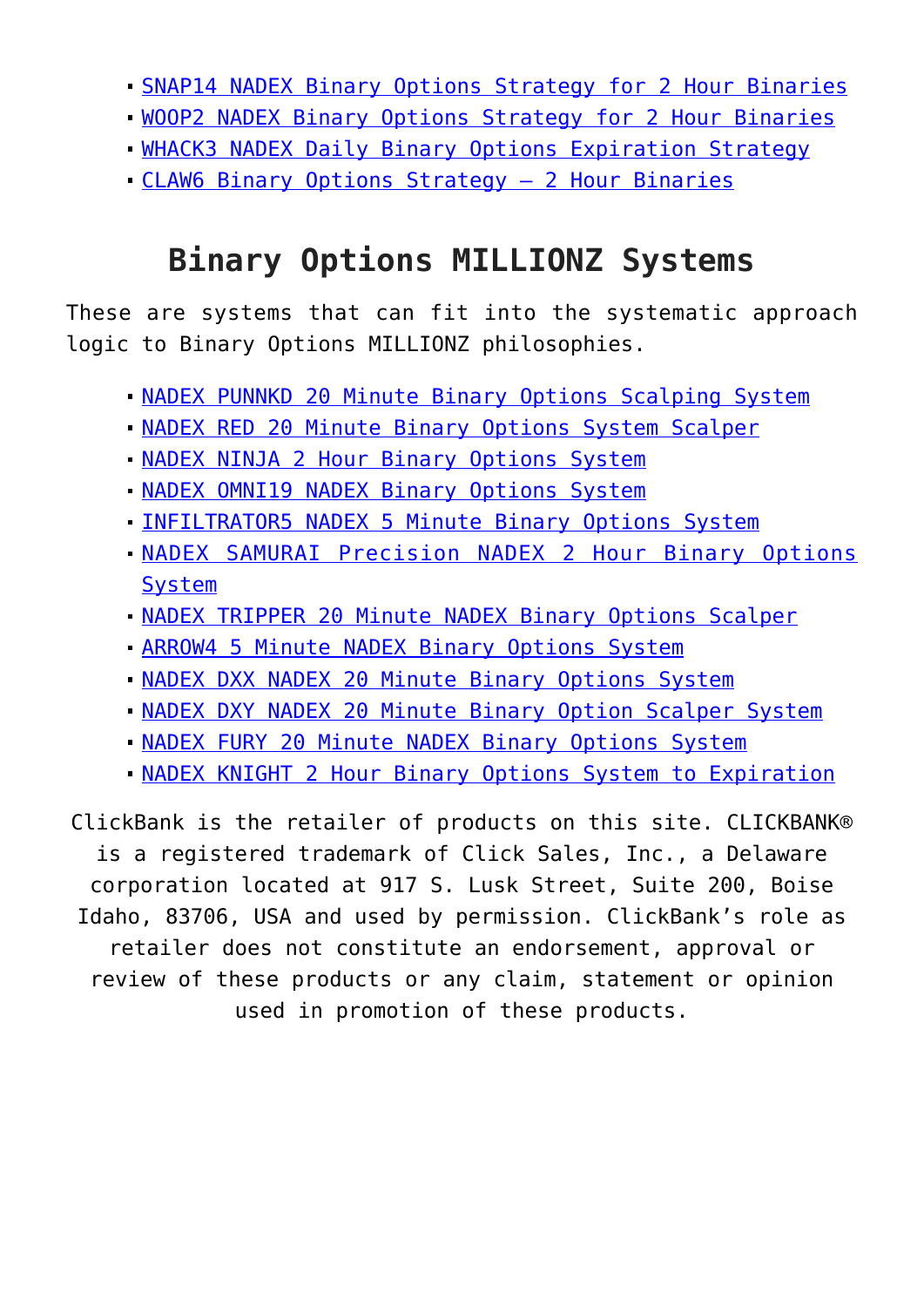- SNAP14 NADEX Binary Options Strategy for 2 Hour Binaries
- WOOP2 NADEX Binary Options Strategy for 2 Hour Binaries
- WHACK3 NADEX Daily Binary Options Expiration Strategy
- CLAW6 Binary Options Strategy – 2 Hour Binaries

## Binary Options MILLIONZ Systems

These are systems that can fit into the systematic approach logic to Binary Options MILLIONZ philosophies.

- NADEX PUNNKD 20 Minute Binary Options Scalping System
- NADEX RED 20 Minute Binary Options System Scalper
- NADEX NINJA 2 Hour Binary Options System
- NADEX OMNI19 NADEX Binary Options System
- INFILTRATOR5 NADEX 5 Minute Binary Options System
- NADEX SAMURAI Precision NADEX 2 Hour Binary Options System
- NADEX TRIPPER 20 Minute NADEX Binary Options Scalper
- ARROW4 5 Minute NADEX Binary Options System
- NADEX DXX NADEX 20 Minute Binary Options System
- NADEX DXY NADEX 20 Minute Binary Option Scalper System
- NADEX FURY 20 Minute NADEX Binary Options System
- NADEX KNIGHT 2 Hour Binary Options System to Expiration

ClickBank is the retailer of products on this site. CLICKBANK® is a registered trademark of Click Sales, Inc., a Delaware corporation located at 917 S. Lusk Street, Suite 200, Boise Idaho, 83706, USA and used by permission. ClickBank's role as retailer does not constitute an endorsement, approval or review of these products or any claim, statement or opinion used in promotion of these products.